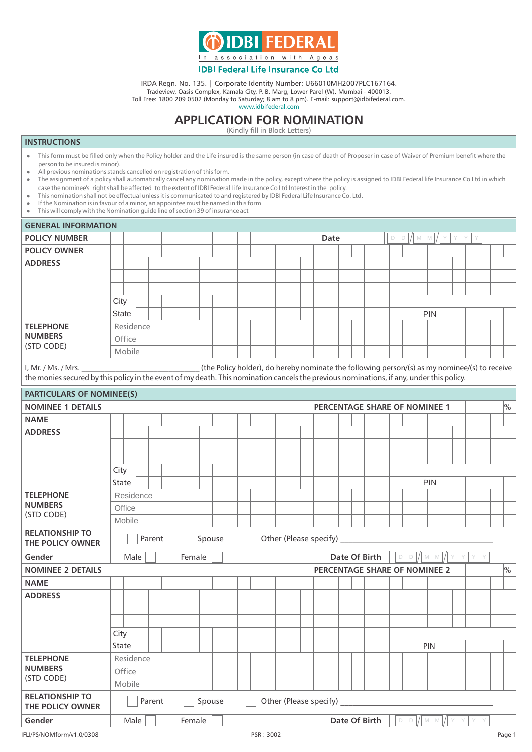# IDBI FEDERAL

In association with Ageas

**IDBI Federal Life Insurance Co Ltd**

IRDA Regn. No. 135. | Corporate Identity Number: U66010MH2007PLC167164.
Tradeview, Oasis Complex, Kamala City, P. B. Marg, Lower Parel (W). Mumbai - 400013.
Toll Free: 1800 209 0502 (Monday to Saturday; 8 am to 8 pm). E-mail: support@idbifederal.com.
www.idbifederal.com

# APPLICATION FOR NOMINATION

(Kindly fill in Block Letters)

## INSTRUCTIONS

- This form must be filled only when the Policy holder and the Life insured is the same person (in case of death of Proposer in case of Waiver of Premium benefit where the person to be insured is minor).
- All previous nominations stands cancelled on registration of this form.
- The assignment of a policy shall automatically cancel any nomination made in the policy, except where the policy is assigned to IDBI Federal life Insurance Co Ltd in which case the nominee's right shall be affected to the extent of IDBI Federal Life Insurance Co Ltd Interest in the policy.
- This nomination shall not be effectual unless it is communicated to and registered by IDBI Federal Life Insurance Co. Ltd.
- If the Nomination is in favour of a minor, an appointee must be named in this form
- This will comply with the Nomination guide line of section 39 of insurance act

## GENERAL INFORMATION

| | |
|---|---|
| **POLICY NUMBER** | **Date** D D / M M / Y Y Y Y |
| **POLICY OWNER** | |
| **ADDRESS** | |
| | City |
| | State / PIN |
| **TELEPHONE NUMBERS (STD CODE)** | Residence |
| | Office |
| | Mobile |

I, Mr. / Ms. / Mrs. ____________________________ (the Policy holder), do hereby nominate the following person/(s) as my nominee/(s) to receive the monies secured by this policy in the event of my death. This nomination cancels the previous nominations, if any, under this policy.

## PARTICULARS OF NOMINEE(S)

| **NOMINEE 1 DETAILS** | **PERCENTAGE SHARE OF NOMINEE 1** ___ % |
|---|---|
| **NAME** | |
| **ADDRESS** | |
| | City |
| | State / PIN |
| **TELEPHONE NUMBERS (STD CODE)** | Residence |
| | Office |
| | Mobile |
| **RELATIONSHIP TO THE POLICY OWNER** | ☐ Parent ☐ Spouse ☐ Other (Please specify) ____________________ |
| **Gender** | Male ☐ Female ☐ **Date Of Birth** D D / M M / Y Y Y Y |

| **NOMINEE 2 DETAILS** | **PERCENTAGE SHARE OF NOMINEE 2** ___ % |
|---|---|
| **NAME** | |
| **ADDRESS** | |
| | City |
| | State / PIN |
| **TELEPHONE NUMBERS (STD CODE)** | Residence |
| | Office |
| | Mobile |
| **RELATIONSHIP TO THE POLICY OWNER** | ☐ Parent ☐ Spouse ☐ Other (Please specify) ____________________ |
| **Gender** | Male ☐ Female ☐ **Date Of Birth** D D / M M / Y Y Y Y |

IFLI/PS/NOMform/v1.0/0308 PSR : 3002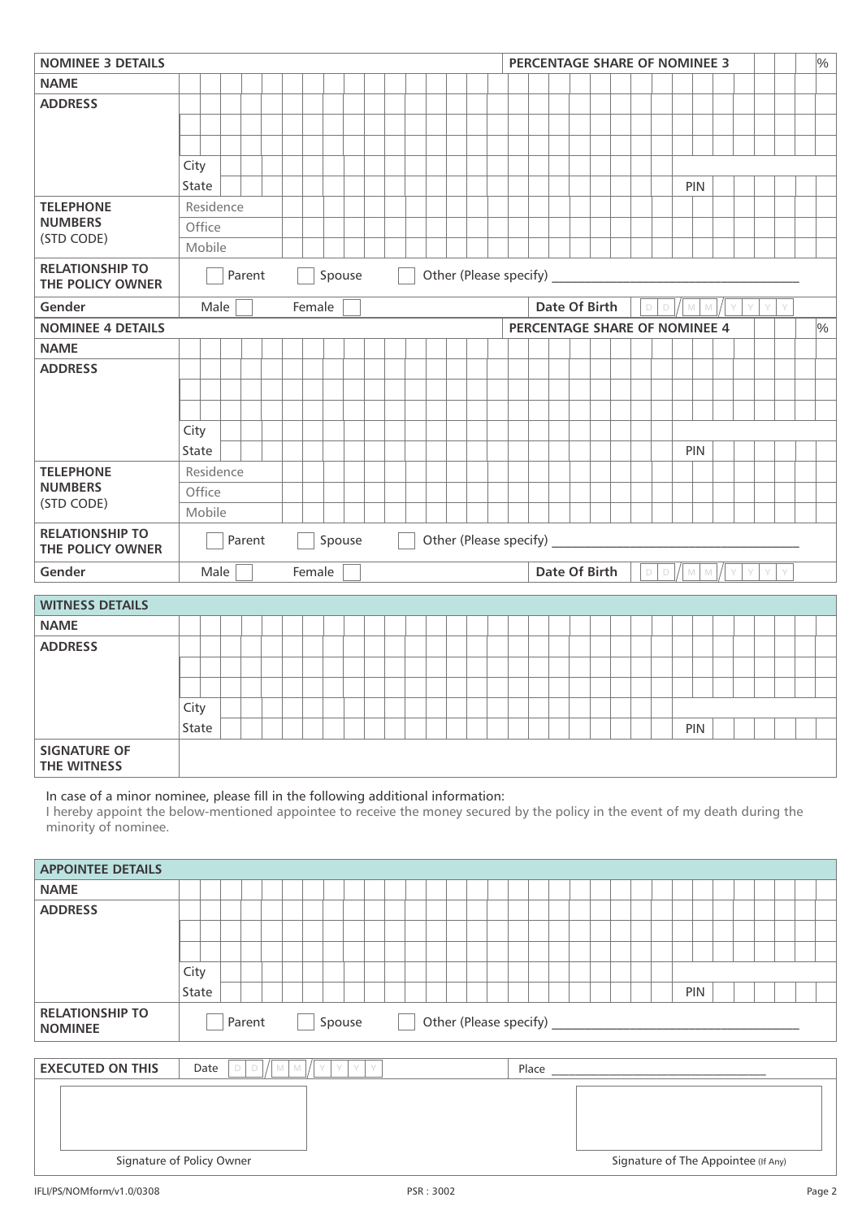| NOMINEE 3 DETAILS | | PERCENTAGE SHARE OF NOMINEE 3 | % |
|---|---|---|---|
| NAME | | | |
| ADDRESS | | | |
| | | | |
| | | | |
| | City | | |
| | State | PIN | |
| TELEPHONE NUMBERS (STD CODE) | Residence | | |
| | Office | | |
| | Mobile | | |
| RELATIONSHIP TO THE POLICY OWNER | ☐ Parent ☐ Spouse ☐ Other (Please specify) ____________________ | | |
| Gender | Male ☐ Female ☐ | Date Of Birth | DD/MM/YYYY |

| NOMINEE 4 DETAILS | | PERCENTAGE SHARE OF NOMINEE 4 | % |
|---|---|---|---|
| NAME | | | |
| ADDRESS | | | |
| | | | |
| | | | |
| | City | | |
| | State | PIN | |
| TELEPHONE NUMBERS (STD CODE) | Residence | | |
| | Office | | |
| | Mobile | | |
| RELATIONSHIP TO THE POLICY OWNER | ☐ Parent ☐ Spouse ☐ Other (Please specify) ____________________ | | |
| Gender | Male ☐ Female ☐ | Date Of Birth | DD/MM/YYYY |

| WITNESS DETAILS | | |
|---|---|---|
| NAME | | |
| ADDRESS | | |
| | | |
| | | |
| | City | |
| | State | PIN |
| SIGNATURE OF THE WITNESS | | |

In case of a minor nominee, please fill in the following additional information:

I hereby appoint the below-mentioned appointee to receive the money secured by the policy in the event of my death during the minority of nominee.

| APPOINTEE DETAILS | | |
|---|---|---|
| NAME | | |
| ADDRESS | | |
| | | |
| | | |
| | City | |
| | State | PIN |
| RELATIONSHIP TO NOMINEE | ☐ Parent ☐ Spouse ☐ Other (Please specify) ____________________ | |

| EXECUTED ON THIS | Date DD/MM/YYYY | Place ____________________ |
|---|---|---|
| Signature of Policy Owner | | Signature of The Appointee (If Any) |

IFLI/PS/NOMform/v1.0/0308 PSR : 3002